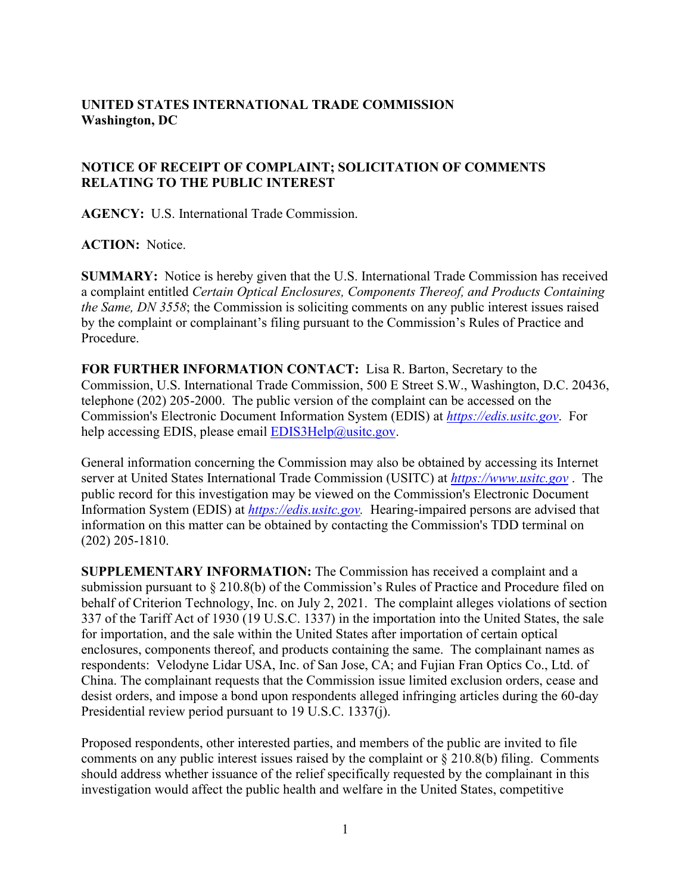**UNITED STATES INTERNATIONAL TRADE COMMISSION**
**Washington, DC**

**NOTICE OF RECEIPT OF COMPLAINT; SOLICITATION OF COMMENTS RELATING TO THE PUBLIC INTEREST**

**AGENCY:** U.S. International Trade Commission.

**ACTION:** Notice.

**SUMMARY:** Notice is hereby given that the U.S. International Trade Commission has received a complaint entitled *Certain Optical Enclosures, Components Thereof, and Products Containing the Same, DN 3558*; the Commission is soliciting comments on any public interest issues raised by the complaint or complainant's filing pursuant to the Commission's Rules of Practice and Procedure.

**FOR FURTHER INFORMATION CONTACT:** Lisa R. Barton, Secretary to the Commission, U.S. International Trade Commission, 500 E Street S.W., Washington, D.C. 20436, telephone (202) 205-2000. The public version of the complaint can be accessed on the Commission's Electronic Document Information System (EDIS) at *https://edis.usitc.gov*. For help accessing EDIS, please email EDIS3Help@usitc.gov.

General information concerning the Commission may also be obtained by accessing its Internet server at United States International Trade Commission (USITC) at *https://www.usitc.gov* . The public record for this investigation may be viewed on the Commission's Electronic Document Information System (EDIS) at *https://edis.usitc.gov.* Hearing-impaired persons are advised that information on this matter can be obtained by contacting the Commission's TDD terminal on (202) 205-1810.

**SUPPLEMENTARY INFORMATION:** The Commission has received a complaint and a submission pursuant to § 210.8(b) of the Commission's Rules of Practice and Procedure filed on behalf of Criterion Technology, Inc. on July 2, 2021. The complaint alleges violations of section 337 of the Tariff Act of 1930 (19 U.S.C. 1337) in the importation into the United States, the sale for importation, and the sale within the United States after importation of certain optical enclosures, components thereof, and products containing the same. The complainant names as respondents: Velodyne Lidar USA, Inc. of San Jose, CA; and Fujian Fran Optics Co., Ltd. of China. The complainant requests that the Commission issue limited exclusion orders, cease and desist orders, and impose a bond upon respondents alleged infringing articles during the 60-day Presidential review period pursuant to 19 U.S.C. 1337(j).

Proposed respondents, other interested parties, and members of the public are invited to file comments on any public interest issues raised by the complaint or § 210.8(b) filing. Comments should address whether issuance of the relief specifically requested by the complainant in this investigation would affect the public health and welfare in the United States, competitive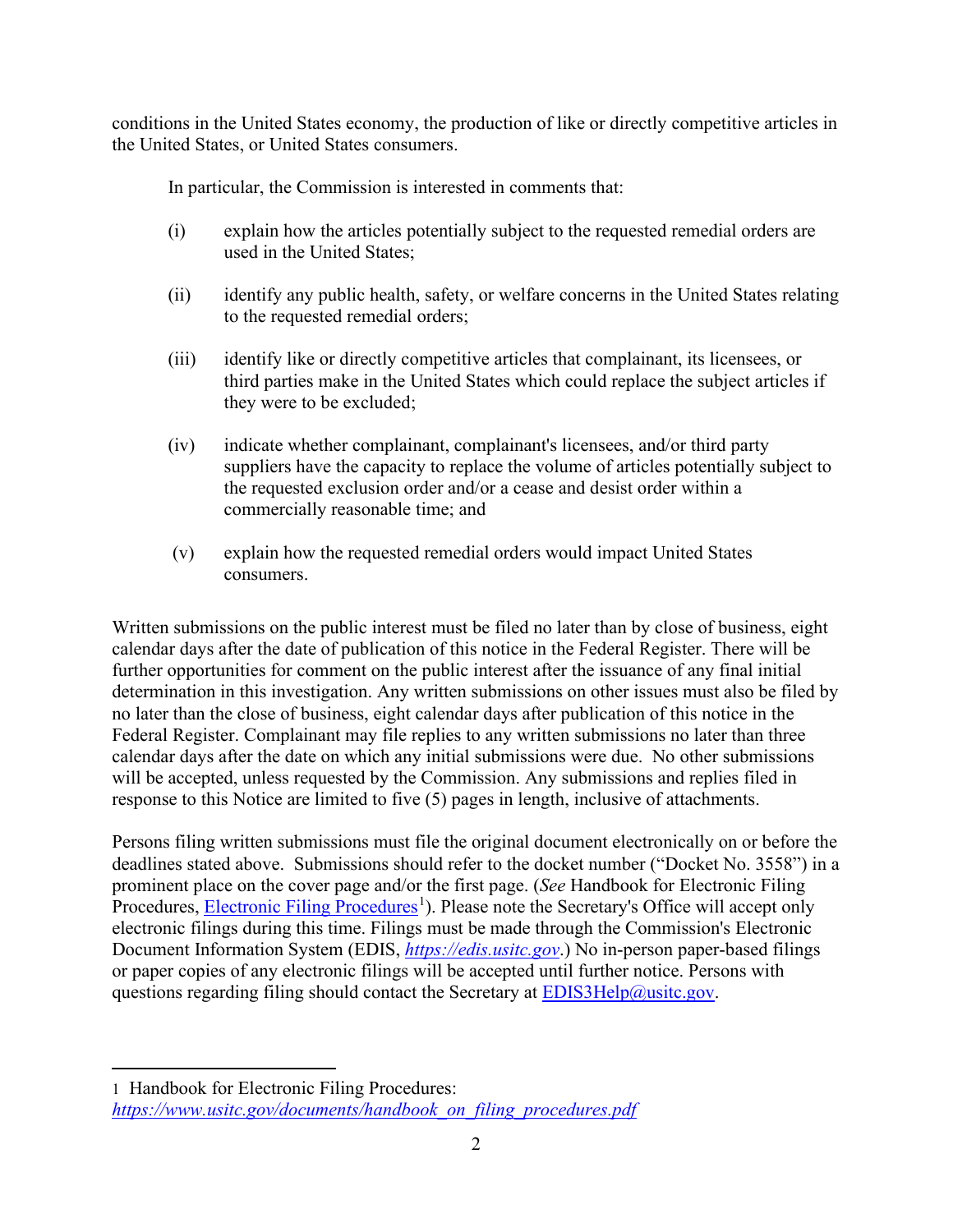conditions in the United States economy, the production of like or directly competitive articles in the United States, or United States consumers.

In particular, the Commission is interested in comments that:

(i) explain how the articles potentially subject to the requested remedial orders are used in the United States;

(ii) identify any public health, safety, or welfare concerns in the United States relating to the requested remedial orders;

(iii) identify like or directly competitive articles that complainant, its licensees, or third parties make in the United States which could replace the subject articles if they were to be excluded;

(iv) indicate whether complainant, complainant's licensees, and/or third party suppliers have the capacity to replace the volume of articles potentially subject to the requested exclusion order and/or a cease and desist order within a commercially reasonable time; and

(v) explain how the requested remedial orders would impact United States consumers.

Written submissions on the public interest must be filed no later than by close of business, eight calendar days after the date of publication of this notice in the Federal Register. There will be further opportunities for comment on the public interest after the issuance of any final initial determination in this investigation. Any written submissions on other issues must also be filed by no later than the close of business, eight calendar days after publication of this notice in the Federal Register. Complainant may file replies to any written submissions no later than three calendar days after the date on which any initial submissions were due. No other submissions will be accepted, unless requested by the Commission. Any submissions and replies filed in response to this Notice are limited to five (5) pages in length, inclusive of attachments.

Persons filing written submissions must file the original document electronically on or before the deadlines stated above. Submissions should refer to the docket number ("Docket No. 3558") in a prominent place on the cover page and/or the first page. (*See* Handbook for Electronic Filing Procedures, Electronic Filing Procedures[1]). Please note the Secretary's Office will accept only electronic filings during this time. Filings must be made through the Commission's Electronic Document Information System (EDIS, *https://edis.usitc.gov*.) No in-person paper-based filings or paper copies of any electronic filings will be accepted until further notice. Persons with questions regarding filing should contact the Secretary at EDIS3Help@usitc.gov.

---

1 Handbook for Electronic Filing Procedures: *https://www.usitc.gov/documents/handbook_on_filing_procedures.pdf*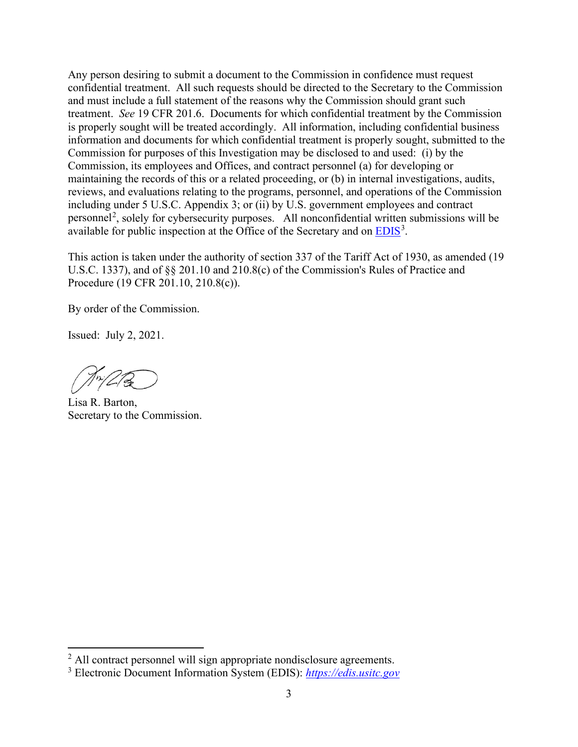Any person desiring to submit a document to the Commission in confidence must request confidential treatment. All such requests should be directed to the Secretary to the Commission and must include a full statement of the reasons why the Commission should grant such treatment. *See* 19 CFR 201.6. Documents for which confidential treatment by the Commission is properly sought will be treated accordingly. All information, including confidential business information and documents for which confidential treatment is properly sought, submitted to the Commission for purposes of this Investigation may be disclosed to and used: (i) by the Commission, its employees and Offices, and contract personnel (a) for developing or maintaining the records of this or a related proceeding, or (b) in internal investigations, audits, reviews, and evaluations relating to the programs, personnel, and operations of the Commission including under 5 U.S.C. Appendix 3; or (ii) by U.S. government employees and contract personnel[2], solely for cybersecurity purposes. All nonconfidential written submissions will be available for public inspection at the Office of the Secretary and on [EDIS](https://edis.usitc.gov)[3].

This action is taken under the authority of section 337 of the Tariff Act of 1930, as amended (19 U.S.C. 1337), and of §§ 201.10 and 210.8(c) of the Commission's Rules of Practice and Procedure (19 CFR 201.10, 210.8(c)).

By order of the Commission.

Issued: July 2, 2021.

Lisa R. Barton,
Secretary to the Commission.

---

[2] All contract personnel will sign appropriate nondisclosure agreements.

[3] Electronic Document Information System (EDIS): *https://edis.usitc.gov*